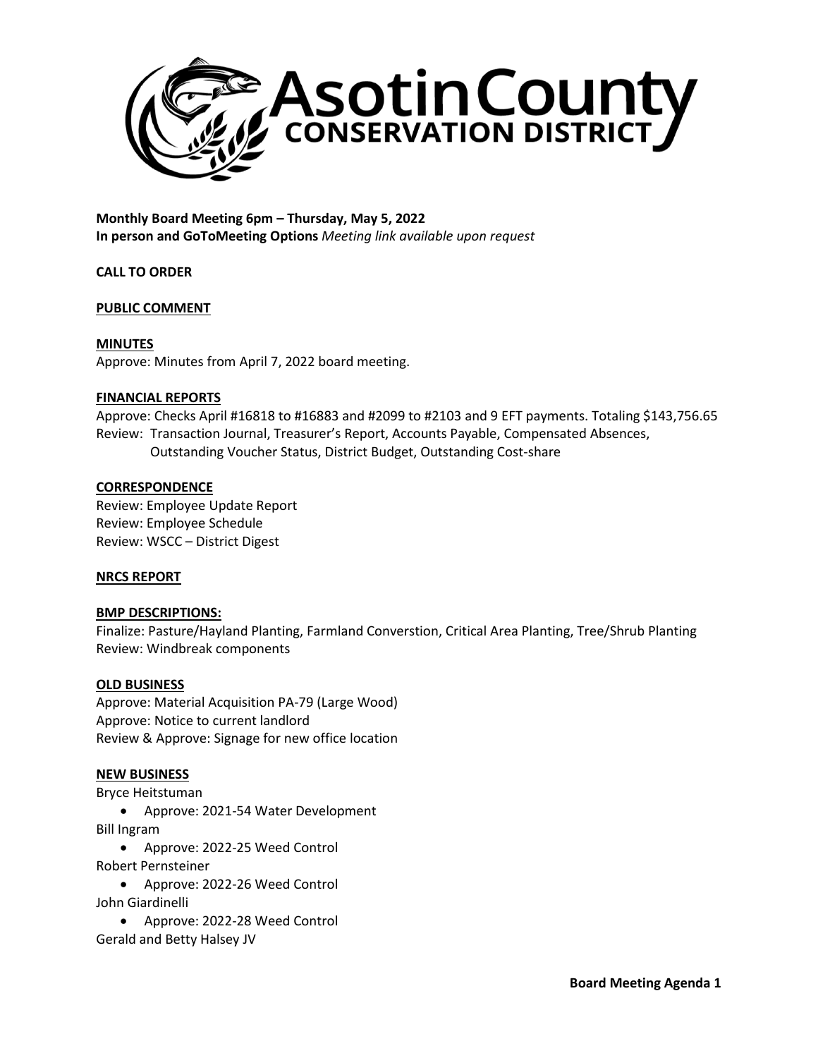# Asotin County Conservation District

**Monthly Board Meeting 6pm – Thursday, May 5, 2022**
**In person and GoToMeeting Options** *Meeting link available upon request*

**CALL TO ORDER**

**PUBLIC COMMENT**

**MINUTES**
Approve: Minutes from April 7, 2022 board meeting.

**FINANCIAL REPORTS**
Approve: Checks April #16818 to #16883 and #2099 to #2103 and 9 EFT payments. Totaling $143,756.65
Review: Transaction Journal, Treasurer's Report, Accounts Payable, Compensated Absences, Outstanding Voucher Status, District Budget, Outstanding Cost-share

**CORRESPONDENCE**
Review: Employee Update Report
Review: Employee Schedule
Review: WSCC – District Digest

**NRCS REPORT**

**BMP DESCRIPTIONS:**
Finalize: Pasture/Hayland Planting, Farmland Converstion, Critical Area Planting, Tree/Shrub Planting
Review: Windbreak components

**OLD BUSINESS**
Approve: Material Acquisition PA-79 (Large Wood)
Approve: Notice to current landlord
Review & Approve: Signage for new office location

**NEW BUSINESS**
Bryce Heitstuman

- Approve: 2021-54 Water Development

Bill Ingram

- Approve: 2022-25 Weed Control

Robert Pernsteiner

- Approve: 2022-26 Weed Control

John Giardinelli

- Approve: 2022-28 Weed Control

Gerald and Betty Halsey JV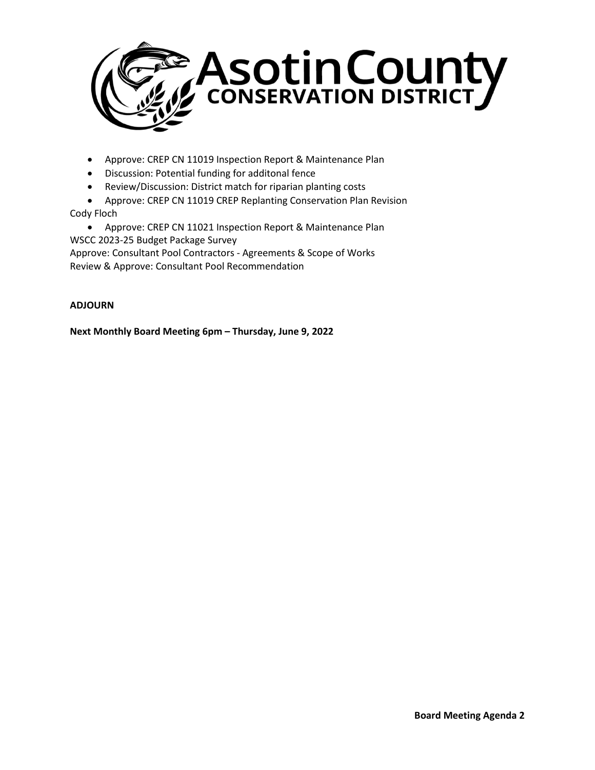- Approve: CREP CN 11019 Inspection Report & Maintenance Plan
- Discussion: Potential funding for additonal fence
- Review/Discussion: District match for riparian planting costs
- Approve: CREP CN 11019 CREP Replanting Conservation Plan Revision

Cody Floch

- Approve: CREP CN 11021 Inspection Report & Maintenance Plan

WSCC 2023-25 Budget Package Survey

Approve: Consultant Pool Contractors - Agreements & Scope of Works

Review & Approve: Consultant Pool Recommendation

**ADJOURN**

**Next Monthly Board Meeting 6pm – Thursday, June 9, 2022**